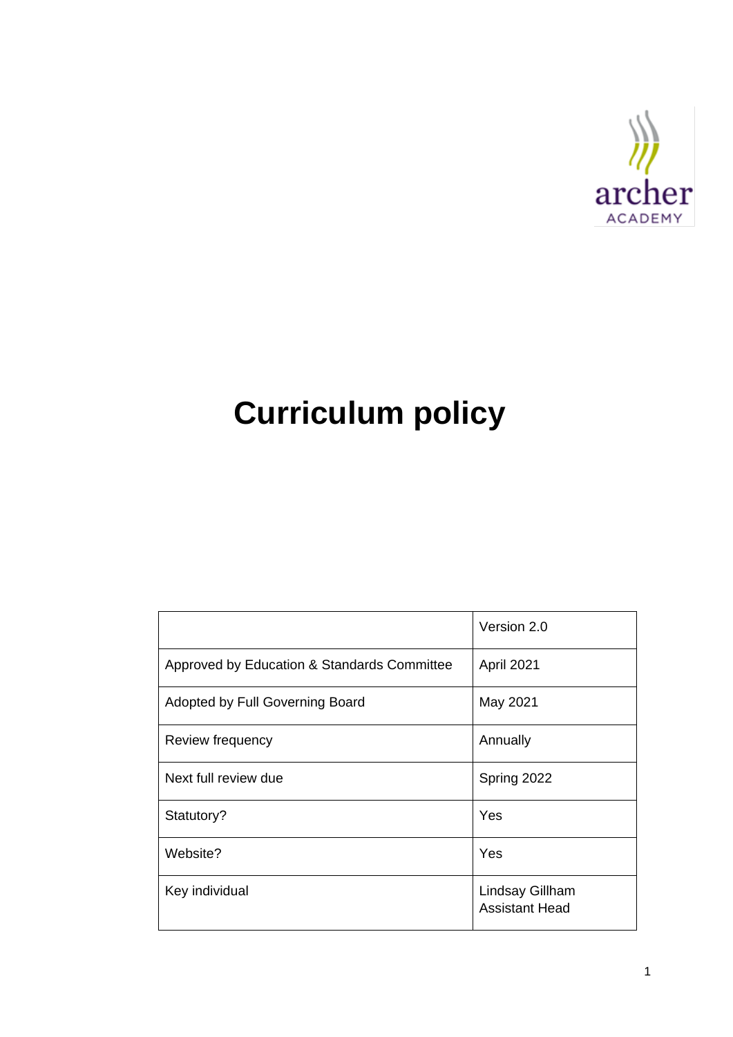archer
ACADEMY

# Curriculum policy

| | Version 2.0 |
|---|---|
| Approved by Education & Standards Committee | April 2021 |
| Adopted by Full Governing Board | May 2021 |
| Review frequency | Annually |
| Next full review due | Spring 2022 |
| Statutory? | Yes |
| Website? | Yes |
| Key individual | Lindsay Gillham<br>Assistant Head |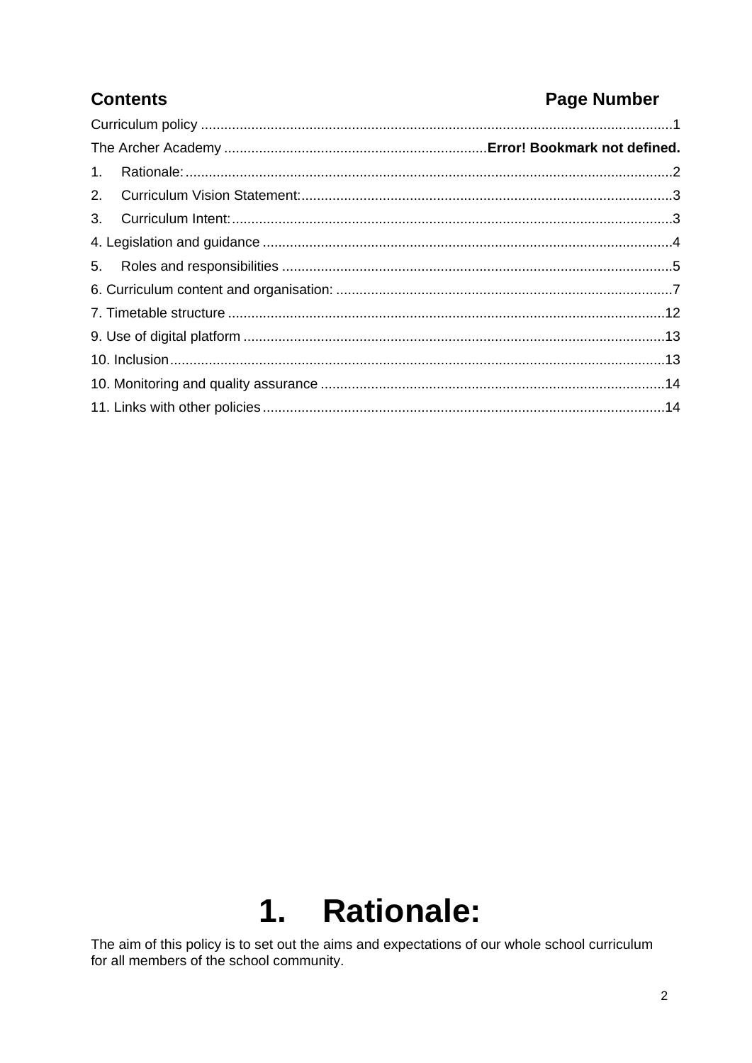**Contents** **Page Number**

Curriculum policy ........................................................................................................................1
The Archer Academy ...................................................................**Error! Bookmark not defined.**
1. Rationale: .............................................................................................................................2
2. Curriculum Vision Statement: ...............................................................................................3
3. Curriculum Intent: .................................................................................................................3
4. Legislation and guidance .........................................................................................................4
5. Roles and responsibilities ....................................................................................................5
6. Curriculum content and organisation: ......................................................................................7
7. Timetable structure .................................................................................................................12
9. Use of digital platform ............................................................................................................13
10. Inclusion ...............................................................................................................................13
10. Monitoring and quality assurance .........................................................................................14
11. Links with other policies .......................................................................................................14

# 1. Rationale:

The aim of this policy is to set out the aims and expectations of our whole school curriculum for all members of the school community.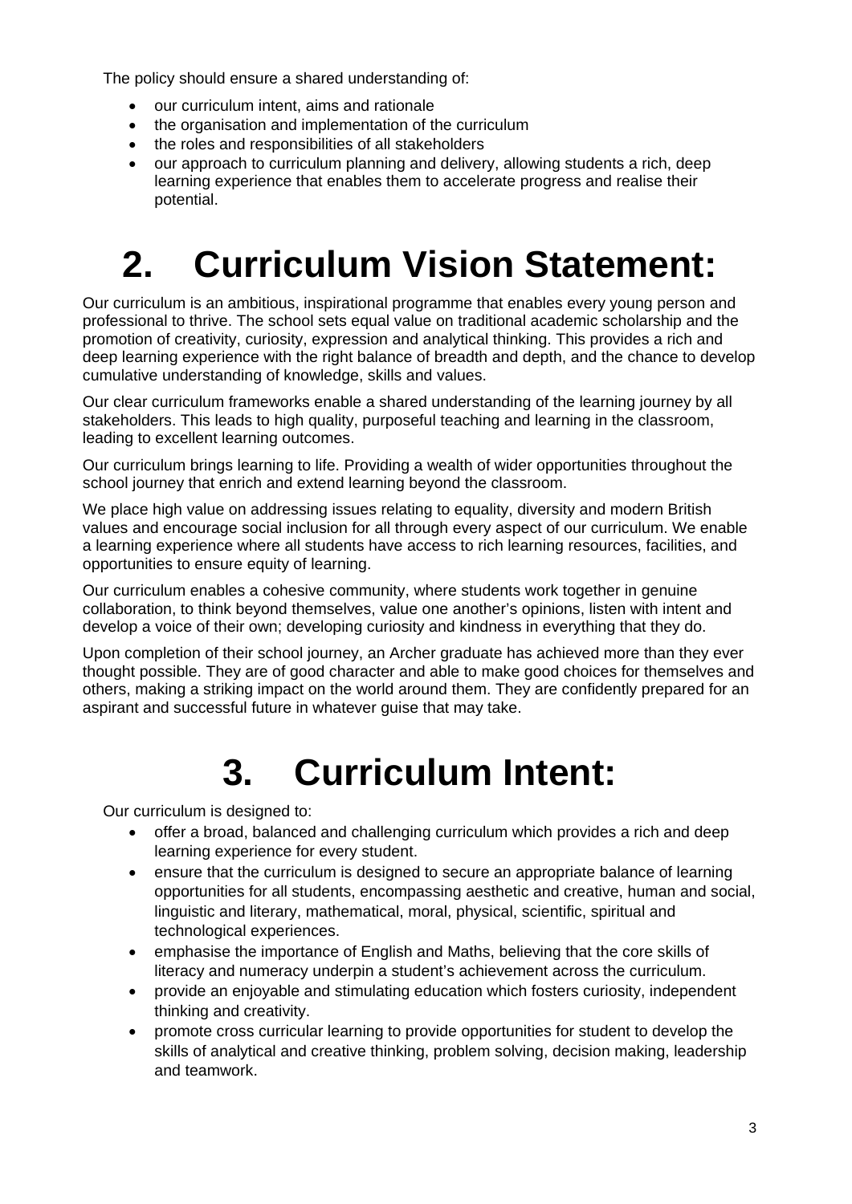The policy should ensure a shared understanding of:

- our curriculum intent, aims and rationale
- the organisation and implementation of the curriculum
- the roles and responsibilities of all stakeholders
- our approach to curriculum planning and delivery, allowing students a rich, deep learning experience that enables them to accelerate progress and realise their potential.

# 2. Curriculum Vision Statement:

Our curriculum is an ambitious, inspirational programme that enables every young person and professional to thrive. The school sets equal value on traditional academic scholarship and the promotion of creativity, curiosity, expression and analytical thinking. This provides a rich and deep learning experience with the right balance of breadth and depth, and the chance to develop cumulative understanding of knowledge, skills and values.

Our clear curriculum frameworks enable a shared understanding of the learning journey by all stakeholders. This leads to high quality, purposeful teaching and learning in the classroom, leading to excellent learning outcomes.

Our curriculum brings learning to life. Providing a wealth of wider opportunities throughout the school journey that enrich and extend learning beyond the classroom.

We place high value on addressing issues relating to equality, diversity and modern British values and encourage social inclusion for all through every aspect of our curriculum. We enable a learning experience where all students have access to rich learning resources, facilities, and opportunities to ensure equity of learning.

Our curriculum enables a cohesive community, where students work together in genuine collaboration, to think beyond themselves, value one another's opinions, listen with intent and develop a voice of their own; developing curiosity and kindness in everything that they do.

Upon completion of their school journey, an Archer graduate has achieved more than they ever thought possible. They are of good character and able to make good choices for themselves and others, making a striking impact on the world around them. They are confidently prepared for an aspirant and successful future in whatever guise that may take.

# 3. Curriculum Intent:

Our curriculum is designed to:

- offer a broad, balanced and challenging curriculum which provides a rich and deep learning experience for every student.
- ensure that the curriculum is designed to secure an appropriate balance of learning opportunities for all students, encompassing aesthetic and creative, human and social, linguistic and literary, mathematical, moral, physical, scientific, spiritual and technological experiences.
- emphasise the importance of English and Maths, believing that the core skills of literacy and numeracy underpin a student's achievement across the curriculum.
- provide an enjoyable and stimulating education which fosters curiosity, independent thinking and creativity.
- promote cross curricular learning to provide opportunities for student to develop the skills of analytical and creative thinking, problem solving, decision making, leadership and teamwork.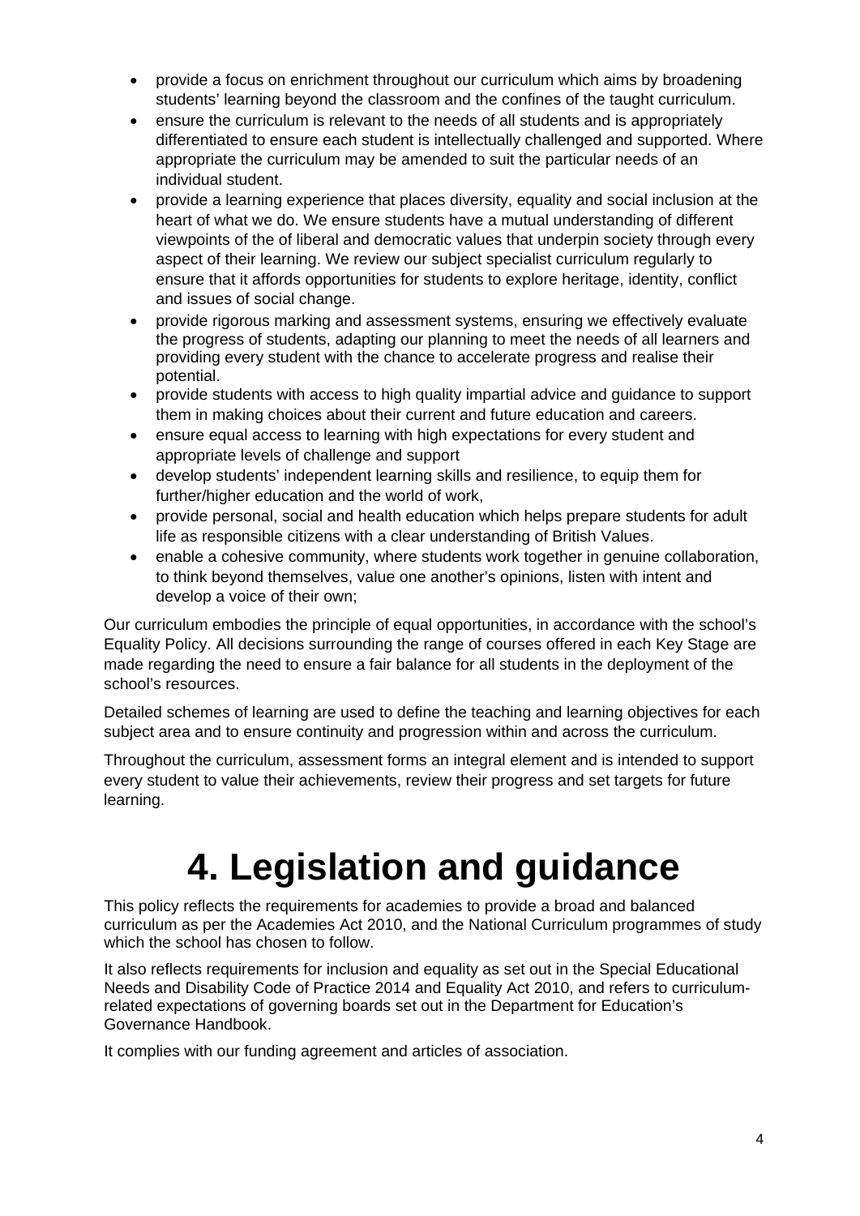- provide a focus on enrichment throughout our curriculum which aims by broadening students' learning beyond the classroom and the confines of the taught curriculum.
- ensure the curriculum is relevant to the needs of all students and is appropriately differentiated to ensure each student is intellectually challenged and supported. Where appropriate the curriculum may be amended to suit the particular needs of an individual student.
- provide a learning experience that places diversity, equality and social inclusion at the heart of what we do. We ensure students have a mutual understanding of different viewpoints of the of liberal and democratic values that underpin society through every aspect of their learning. We review our subject specialist curriculum regularly to ensure that it affords opportunities for students to explore heritage, identity, conflict and issues of social change.
- provide rigorous marking and assessment systems, ensuring we effectively evaluate the progress of students, adapting our planning to meet the needs of all learners and providing every student with the chance to accelerate progress and realise their potential.
- provide students with access to high quality impartial advice and guidance to support them in making choices about their current and future education and careers.
- ensure equal access to learning with high expectations for every student and appropriate levels of challenge and support
- develop students' independent learning skills and resilience, to equip them for further/higher education and the world of work,
- provide personal, social and health education which helps prepare students for adult life as responsible citizens with a clear understanding of British Values.
- enable a cohesive community, where students work together in genuine collaboration, to think beyond themselves, value one another's opinions, listen with intent and develop a voice of their own;

Our curriculum embodies the principle of equal opportunities, in accordance with the school's Equality Policy. All decisions surrounding the range of courses offered in each Key Stage are made regarding the need to ensure a fair balance for all students in the deployment of the school's resources.

Detailed schemes of learning are used to define the teaching and learning objectives for each subject area and to ensure continuity and progression within and across the curriculum.

Throughout the curriculum, assessment forms an integral element and is intended to support every student to value their achievements, review their progress and set targets for future learning.

# 4. Legislation and guidance

This policy reflects the requirements for academies to provide a broad and balanced curriculum as per the Academies Act 2010, and the National Curriculum programmes of study which the school has chosen to follow.

It also reflects requirements for inclusion and equality as set out in the Special Educational Needs and Disability Code of Practice 2014 and Equality Act 2010, and refers to curriculum-related expectations of governing boards set out in the Department for Education's Governance Handbook.

It complies with our funding agreement and articles of association.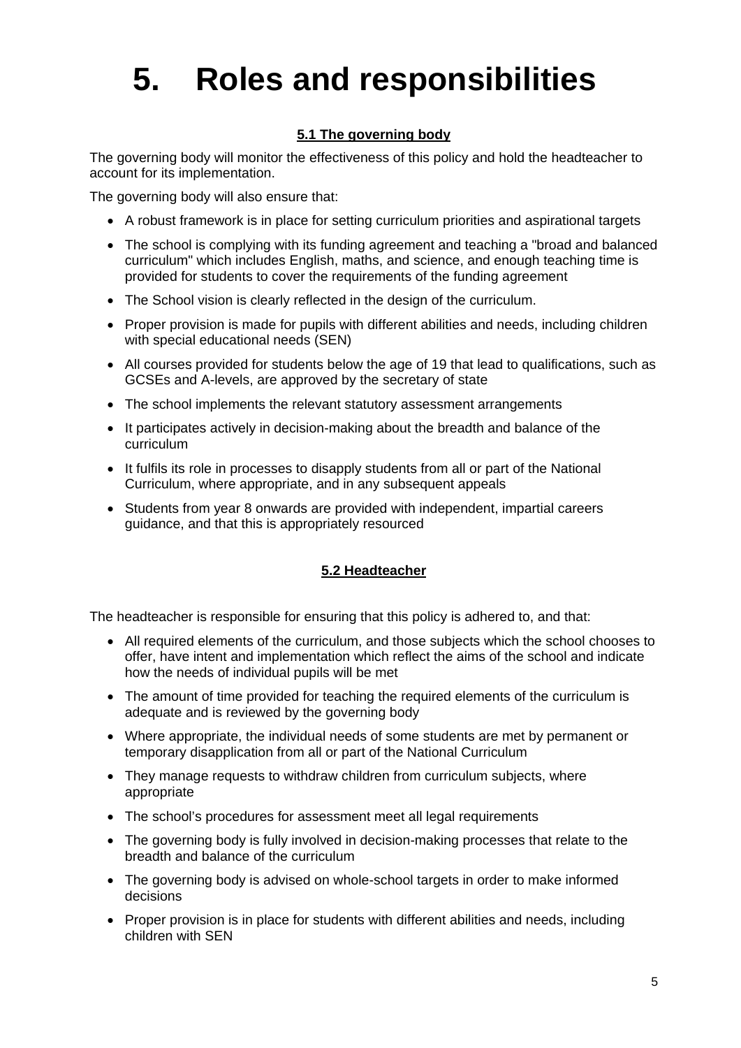# 5. Roles and responsibilities

### 5.1 The governing body

The governing body will monitor the effectiveness of this policy and hold the headteacher to account for its implementation.

The governing body will also ensure that:

- A robust framework is in place for setting curriculum priorities and aspirational targets
- The school is complying with its funding agreement and teaching a "broad and balanced curriculum" which includes English, maths, and science, and enough teaching time is provided for students to cover the requirements of the funding agreement
- The School vision is clearly reflected in the design of the curriculum.
- Proper provision is made for pupils with different abilities and needs, including children with special educational needs (SEN)
- All courses provided for students below the age of 19 that lead to qualifications, such as GCSEs and A-levels, are approved by the secretary of state
- The school implements the relevant statutory assessment arrangements
- It participates actively in decision-making about the breadth and balance of the curriculum
- It fulfils its role in processes to disapply students from all or part of the National Curriculum, where appropriate, and in any subsequent appeals
- Students from year 8 onwards are provided with independent, impartial careers guidance, and that this is appropriately resourced

### 5.2 Headteacher

The headteacher is responsible for ensuring that this policy is adhered to, and that:

- All required elements of the curriculum, and those subjects which the school chooses to offer, have intent and implementation which reflect the aims of the school and indicate how the needs of individual pupils will be met
- The amount of time provided for teaching the required elements of the curriculum is adequate and is reviewed by the governing body
- Where appropriate, the individual needs of some students are met by permanent or temporary disapplication from all or part of the National Curriculum
- They manage requests to withdraw children from curriculum subjects, where appropriate
- The school's procedures for assessment meet all legal requirements
- The governing body is fully involved in decision-making processes that relate to the breadth and balance of the curriculum
- The governing body is advised on whole-school targets in order to make informed decisions
- Proper provision is in place for students with different abilities and needs, including children with SEN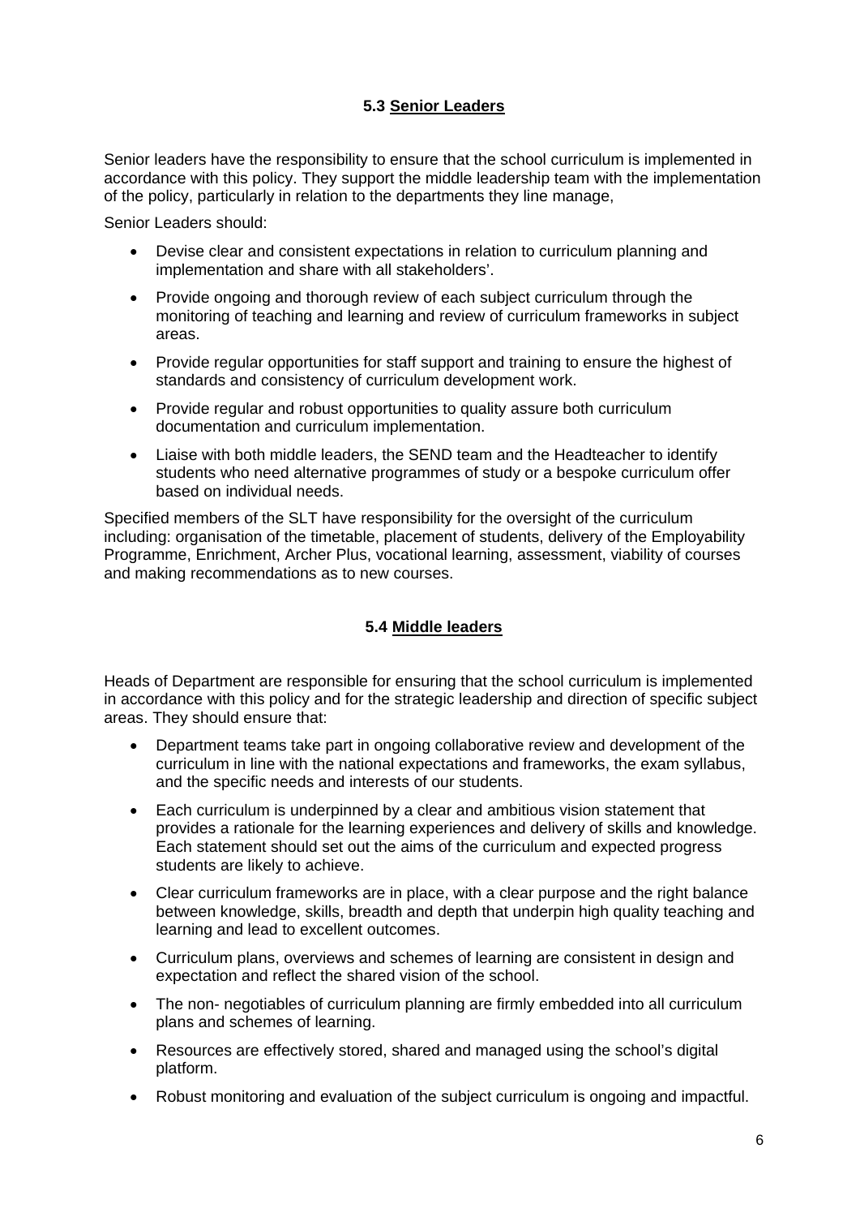### 5.3 Senior Leaders

Senior leaders have the responsibility to ensure that the school curriculum is implemented in accordance with this policy. They support the middle leadership team with the implementation of the policy, particularly in relation to the departments they line manage,

Senior Leaders should:

- Devise clear and consistent expectations in relation to curriculum planning and implementation and share with all stakeholders'.
- Provide ongoing and thorough review of each subject curriculum through the monitoring of teaching and learning and review of curriculum frameworks in subject areas.
- Provide regular opportunities for staff support and training to ensure the highest of standards and consistency of curriculum development work.
- Provide regular and robust opportunities to quality assure both curriculum documentation and curriculum implementation.
- Liaise with both middle leaders, the SEND team and the Headteacher to identify students who need alternative programmes of study or a bespoke curriculum offer based on individual needs.

Specified members of the SLT have responsibility for the oversight of the curriculum including: organisation of the timetable, placement of students, delivery of the Employability Programme, Enrichment, Archer Plus, vocational learning, assessment, viability of courses and making recommendations as to new courses.

### 5.4 Middle leaders

Heads of Department are responsible for ensuring that the school curriculum is implemented in accordance with this policy and for the strategic leadership and direction of specific subject areas. They should ensure that:

- Department teams take part in ongoing collaborative review and development of the curriculum in line with the national expectations and frameworks, the exam syllabus, and the specific needs and interests of our students.
- Each curriculum is underpinned by a clear and ambitious vision statement that provides a rationale for the learning experiences and delivery of skills and knowledge. Each statement should set out the aims of the curriculum and expected progress students are likely to achieve.
- Clear curriculum frameworks are in place, with a clear purpose and the right balance between knowledge, skills, breadth and depth that underpin high quality teaching and learning and lead to excellent outcomes.
- Curriculum plans, overviews and schemes of learning are consistent in design and expectation and reflect the shared vision of the school.
- The non- negotiables of curriculum planning are firmly embedded into all curriculum plans and schemes of learning.
- Resources are effectively stored, shared and managed using the school's digital platform.
- Robust monitoring and evaluation of the subject curriculum is ongoing and impactful.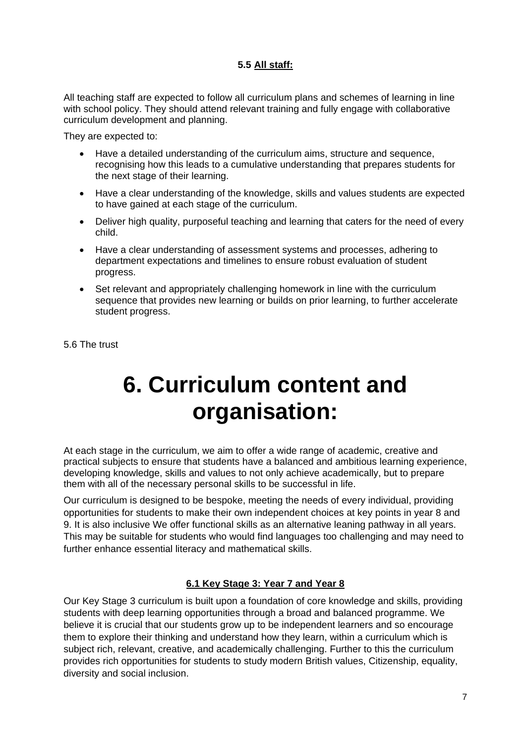### 5.5 <u>All staff:</u>

All teaching staff are expected to follow all curriculum plans and schemes of learning in line with school policy. They should attend relevant training and fully engage with collaborative curriculum development and planning.

They are expected to:

- Have a detailed understanding of the curriculum aims, structure and sequence, recognising how this leads to a cumulative understanding that prepares students for the next stage of their learning.
- Have a clear understanding of the knowledge, skills and values students are expected to have gained at each stage of the curriculum.
- Deliver high quality, purposeful teaching and learning that caters for the need of every child.
- Have a clear understanding of assessment systems and processes, adhering to department expectations and timelines to ensure robust evaluation of student progress.
- Set relevant and appropriately challenging homework in line with the curriculum sequence that provides new learning or builds on prior learning, to further accelerate student progress.

5.6 The trust

# 6. Curriculum content and organisation:

At each stage in the curriculum, we aim to offer a wide range of academic, creative and practical subjects to ensure that students have a balanced and ambitious learning experience, developing knowledge, skills and values to not only achieve academically, but to prepare them with all of the necessary personal skills to be successful in life.

Our curriculum is designed to be bespoke, meeting the needs of every individual, providing opportunities for students to make their own independent choices at key points in year 8 and 9. It is also inclusive We offer functional skills as an alternative leaning pathway in all years. This may be suitable for students who would find languages too challenging and may need to further enhance essential literacy and mathematical skills.

### <u>6.1 Key Stage 3: Year 7 and Year 8</u>

Our Key Stage 3 curriculum is built upon a foundation of core knowledge and skills, providing students with deep learning opportunities through a broad and balanced programme. We believe it is crucial that our students grow up to be independent learners and so encourage them to explore their thinking and understand how they learn, within a curriculum which is subject rich, relevant, creative, and academically challenging. Further to this the curriculum provides rich opportunities for students to study modern British values, Citizenship, equality, diversity and social inclusion.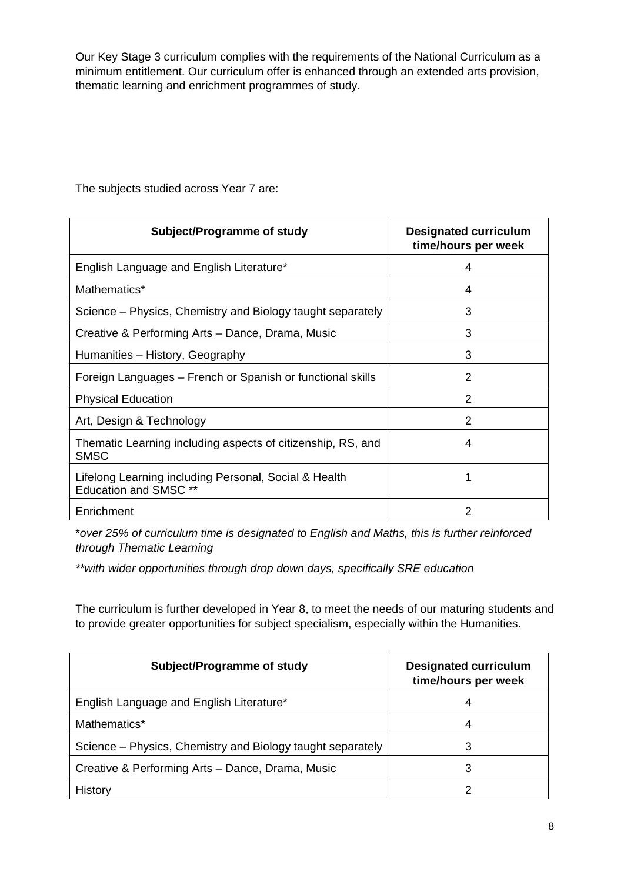Our Key Stage 3 curriculum complies with the requirements of the National Curriculum as a minimum entitlement. Our curriculum offer is enhanced through an extended arts provision, thematic learning and enrichment programmes of study.

The subjects studied across Year 7 are:

| Subject/Programme of study | Designated curriculum time/hours per week |
|---|---|
| English Language and English Literature* | 4 |
| Mathematics* | 4 |
| Science – Physics, Chemistry and Biology taught separately | 3 |
| Creative & Performing Arts – Dance, Drama, Music | 3 |
| Humanities – History, Geography | 3 |
| Foreign Languages – French or Spanish or functional skills | 2 |
| Physical Education | 2 |
| Art, Design & Technology | 2 |
| Thematic Learning including aspects of citizenship, RS, and SMSC | 4 |
| Lifelong Learning including Personal, Social & Health Education and SMSC ** | 1 |
| Enrichment | 2 |

**over 25% of curriculum time is designated to English and Maths, this is further reinforced through Thematic Learning*

***with wider opportunities through drop down days, specifically SRE education*

The curriculum is further developed in Year 8, to meet the needs of our maturing students and to provide greater opportunities for subject specialism, especially within the Humanities.

| Subject/Programme of study | Designated curriculum time/hours per week |
|---|---|
| English Language and English Literature* | 4 |
| Mathematics* | 4 |
| Science – Physics, Chemistry and Biology taught separately | 3 |
| Creative & Performing Arts – Dance, Drama, Music | 3 |
| History | 2 |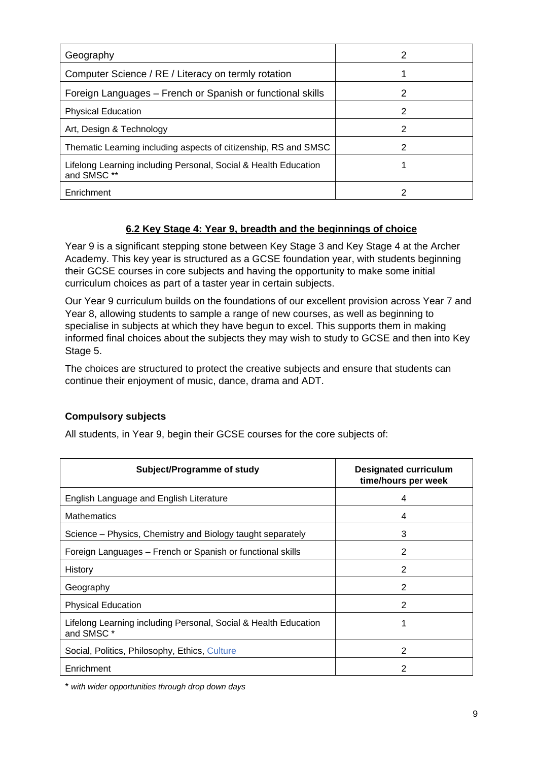| | |
|---|---|
| Geography | 2 |
| Computer Science / RE / Literacy on termly rotation | 1 |
| Foreign Languages – French or Spanish or functional skills | 2 |
| Physical Education | 2 |
| Art, Design & Technology | 2 |
| Thematic Learning including aspects of citizenship, RS and SMSC | 2 |
| Lifelong Learning including Personal, Social & Health Education and SMSC ** | 1 |
| Enrichment | 2 |

## 6.2 Key Stage 4: Year 9, breadth and the beginnings of choice

Year 9 is a significant stepping stone between Key Stage 3 and Key Stage 4 at the Archer Academy. This key year is structured as a GCSE foundation year, with students beginning their GCSE courses in core subjects and having the opportunity to make some initial curriculum choices as part of a taster year in certain subjects.

Our Year 9 curriculum builds on the foundations of our excellent provision across Year 7 and Year 8, allowing students to sample a range of new courses, as well as beginning to specialise in subjects at which they have begun to excel. This supports them in making informed final choices about the subjects they may wish to study to GCSE and then into Key Stage 5.

The choices are structured to protect the creative subjects and ensure that students can continue their enjoyment of music, dance, drama and ADT.

### Compulsory subjects

All students, in Year 9, begin their GCSE courses for the core subjects of:

| Subject/Programme of study | Designated curriculum time/hours per week |
|---|---|
| English Language and English Literature | 4 |
| Mathematics | 4 |
| Science – Physics, Chemistry and Biology taught separately | 3 |
| Foreign Languages – French or Spanish or functional skills | 2 |
| History | 2 |
| Geography | 2 |
| Physical Education | 2 |
| Lifelong Learning including Personal, Social & Health Education and SMSC * | 1 |
| Social, Politics, Philosophy, Ethics, Culture | 2 |
| Enrichment | 2 |

* *with wider opportunities through drop down days*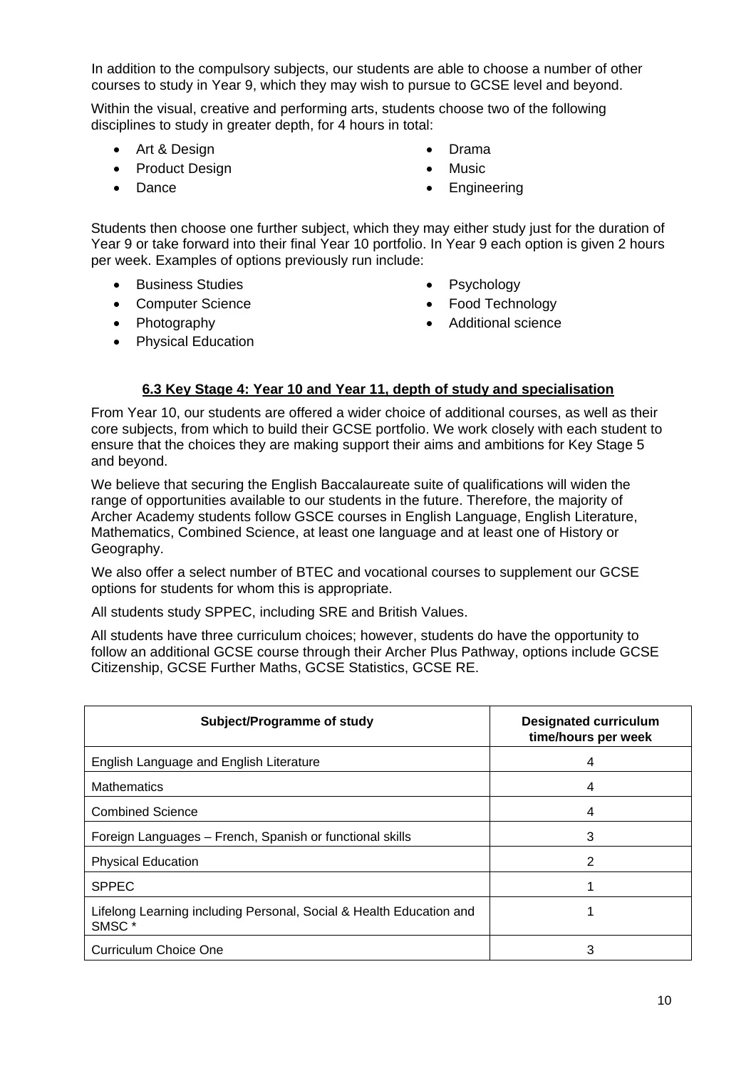In addition to the compulsory subjects, our students are able to choose a number of other courses to study in Year 9, which they may wish to pursue to GCSE level and beyond.

Within the visual, creative and performing arts, students choose two of the following disciplines to study in greater depth, for 4 hours in total:

- Art & Design
- Product Design
- Dance
- Drama
- Music
- Engineering

Students then choose one further subject, which they may either study just for the duration of Year 9 or take forward into their final Year 10 portfolio. In Year 9 each option is given 2 hours per week. Examples of options previously run include:

- Business Studies
- Computer Science
- Photography
- Physical Education
- Psychology
- Food Technology
- Additional science

### 6.3 Key Stage 4: Year 10 and Year 11, depth of study and specialisation

From Year 10, our students are offered a wider choice of additional courses, as well as their core subjects, from which to build their GCSE portfolio. We work closely with each student to ensure that the choices they are making support their aims and ambitions for Key Stage 5 and beyond.

We believe that securing the English Baccalaureate suite of qualifications will widen the range of opportunities available to our students in the future. Therefore, the majority of Archer Academy students follow GSCE courses in English Language, English Literature, Mathematics, Combined Science, at least one language and at least one of History or Geography.

We also offer a select number of BTEC and vocational courses to supplement our GCSE options for students for whom this is appropriate.

All students study SPPEC, including SRE and British Values.

All students have three curriculum choices; however, students do have the opportunity to follow an additional GCSE course through their Archer Plus Pathway, options include GCSE Citizenship, GCSE Further Maths, GCSE Statistics, GCSE RE.

| Subject/Programme of study | Designated curriculum time/hours per week |
|---|---|
| English Language and English Literature | 4 |
| Mathematics | 4 |
| Combined Science | 4 |
| Foreign Languages – French, Spanish or functional skills | 3 |
| Physical Education | 2 |
| SPPEC | 1 |
| Lifelong Learning including Personal, Social & Health Education and SMSC * | 1 |
| Curriculum Choice One | 3 |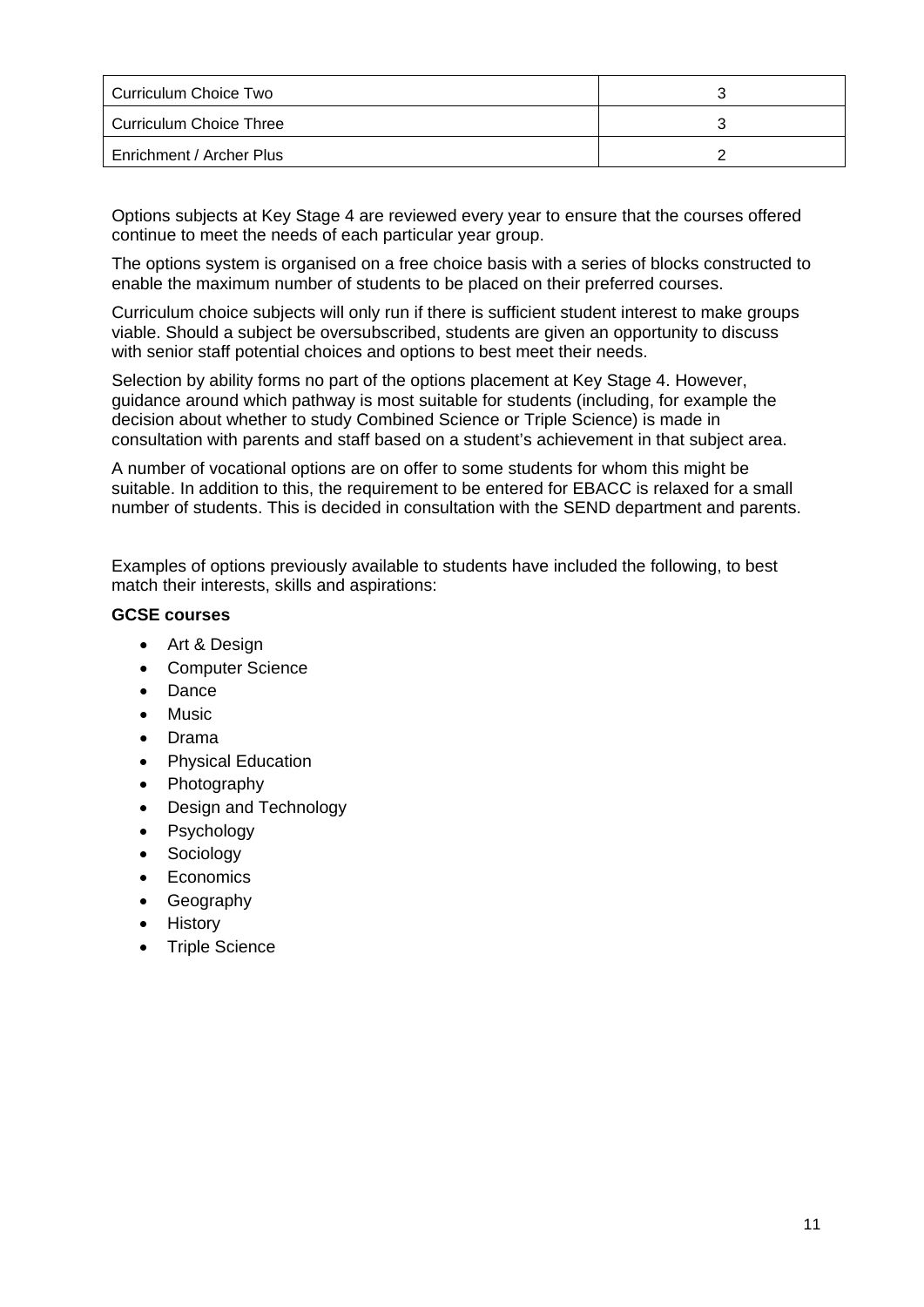| Curriculum Choice Two | 3 |
|---|---|
| Curriculum Choice Three | 3 |
| Enrichment / Archer Plus | 2 |

Options subjects at Key Stage 4 are reviewed every year to ensure that the courses offered continue to meet the needs of each particular year group.

The options system is organised on a free choice basis with a series of blocks constructed to enable the maximum number of students to be placed on their preferred courses.

Curriculum choice subjects will only run if there is sufficient student interest to make groups viable. Should a subject be oversubscribed, students are given an opportunity to discuss with senior staff potential choices and options to best meet their needs.

Selection by ability forms no part of the options placement at Key Stage 4. However, guidance around which pathway is most suitable for students (including, for example the decision about whether to study Combined Science or Triple Science) is made in consultation with parents and staff based on a student's achievement in that subject area.

A number of vocational options are on offer to some students for whom this might be suitable. In addition to this, the requirement to be entered for EBACC is relaxed for a small number of students. This is decided in consultation with the SEND department and parents.

Examples of options previously available to students have included the following, to best match their interests, skills and aspirations:

**GCSE courses**

- Art & Design
- Computer Science
- Dance
- Music
- Drama
- Physical Education
- Photography
- Design and Technology
- Psychology
- Sociology
- Economics
- Geography
- History
- Triple Science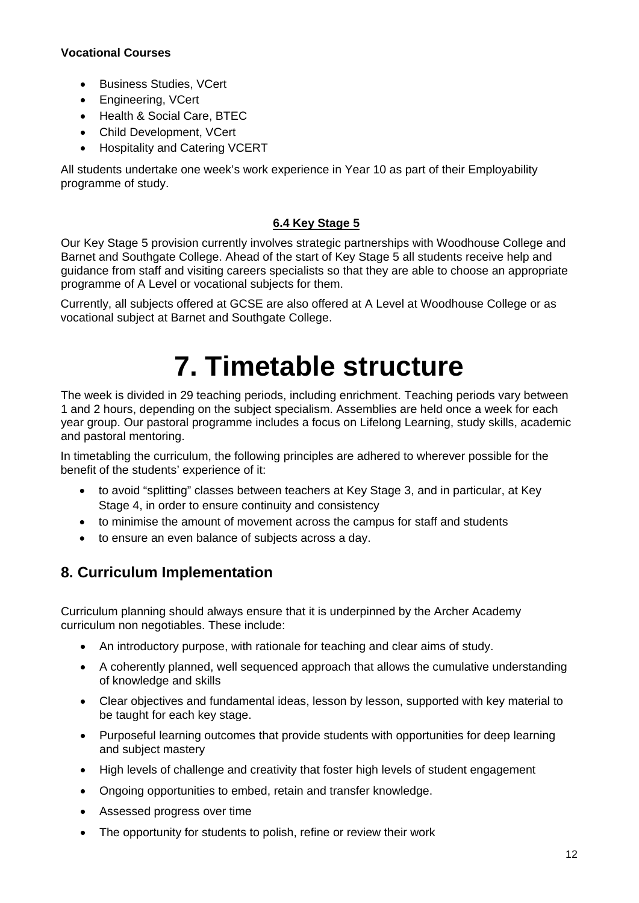**Vocational Courses**

- Business Studies, VCert
- Engineering, VCert
- Health & Social Care, BTEC
- Child Development, VCert
- Hospitality and Catering VCERT

All students undertake one week's work experience in Year 10 as part of their Employability programme of study.

### 6.4 Key Stage 5

Our Key Stage 5 provision currently involves strategic partnerships with Woodhouse College and Barnet and Southgate College. Ahead of the start of Key Stage 5 all students receive help and guidance from staff and visiting careers specialists so that they are able to choose an appropriate programme of A Level or vocational subjects for them.

Currently, all subjects offered at GCSE are also offered at A Level at Woodhouse College or as vocational subject at Barnet and Southgate College.

# 7. Timetable structure

The week is divided in 29 teaching periods, including enrichment. Teaching periods vary between 1 and 2 hours, depending on the subject specialism. Assemblies are held once a week for each year group. Our pastoral programme includes a focus on Lifelong Learning, study skills, academic and pastoral mentoring.

In timetabling the curriculum, the following principles are adhered to wherever possible for the benefit of the students' experience of it:

- to avoid "splitting" classes between teachers at Key Stage 3, and in particular, at Key Stage 4, in order to ensure continuity and consistency
- to minimise the amount of movement across the campus for staff and students
- to ensure an even balance of subjects across a day.

## 8. Curriculum Implementation

Curriculum planning should always ensure that it is underpinned by the Archer Academy curriculum non negotiables. These include:

- An introductory purpose, with rationale for teaching and clear aims of study.
- A coherently planned, well sequenced approach that allows the cumulative understanding of knowledge and skills
- Clear objectives and fundamental ideas, lesson by lesson, supported with key material to be taught for each key stage.
- Purposeful learning outcomes that provide students with opportunities for deep learning and subject mastery
- High levels of challenge and creativity that foster high levels of student engagement
- Ongoing opportunities to embed, retain and transfer knowledge.
- Assessed progress over time
- The opportunity for students to polish, refine or review their work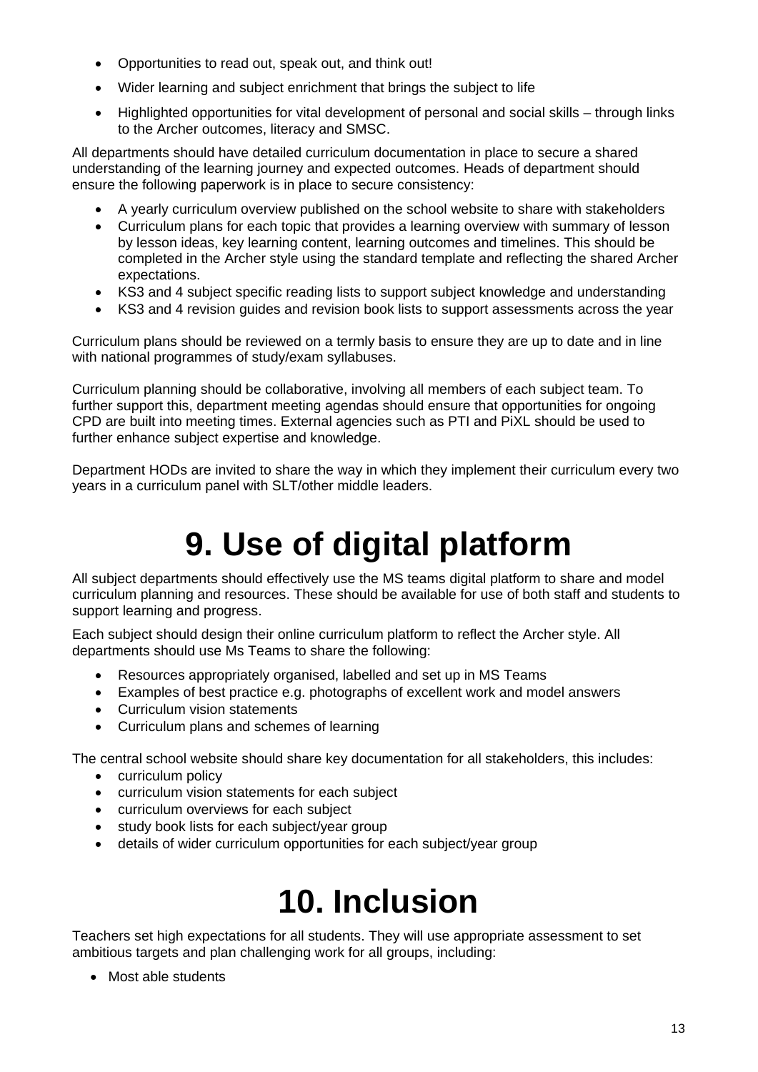- Opportunities to read out, speak out, and think out!
- Wider learning and subject enrichment that brings the subject to life
- Highlighted opportunities for vital development of personal and social skills – through links to the Archer outcomes, literacy and SMSC.

All departments should have detailed curriculum documentation in place to secure a shared understanding of the learning journey and expected outcomes. Heads of department should ensure the following paperwork is in place to secure consistency:

- A yearly curriculum overview published on the school website to share with stakeholders
- Curriculum plans for each topic that provides a learning overview with summary of lesson by lesson ideas, key learning content, learning outcomes and timelines. This should be completed in the Archer style using the standard template and reflecting the shared Archer expectations.
- KS3 and 4 subject specific reading lists to support subject knowledge and understanding
- KS3 and 4 revision guides and revision book lists to support assessments across the year

Curriculum plans should be reviewed on a termly basis to ensure they are up to date and in line with national programmes of study/exam syllabuses.

Curriculum planning should be collaborative, involving all members of each subject team. To further support this, department meeting agendas should ensure that opportunities for ongoing CPD are built into meeting times. External agencies such as PTI and PiXL should be used to further enhance subject expertise and knowledge.

Department HODs are invited to share the way in which they implement their curriculum every two years in a curriculum panel with SLT/other middle leaders.

# 9. Use of digital platform

All subject departments should effectively use the MS teams digital platform to share and model curriculum planning and resources. These should be available for use of both staff and students to support learning and progress.

Each subject should design their online curriculum platform to reflect the Archer style. All departments should use Ms Teams to share the following:

- Resources appropriately organised, labelled and set up in MS Teams
- Examples of best practice e.g. photographs of excellent work and model answers
- Curriculum vision statements
- Curriculum plans and schemes of learning

The central school website should share key documentation for all stakeholders, this includes:

- curriculum policy
- curriculum vision statements for each subject
- curriculum overviews for each subject
- study book lists for each subject/year group
- details of wider curriculum opportunities for each subject/year group

# 10. Inclusion

Teachers set high expectations for all students. They will use appropriate assessment to set ambitious targets and plan challenging work for all groups, including:

- Most able students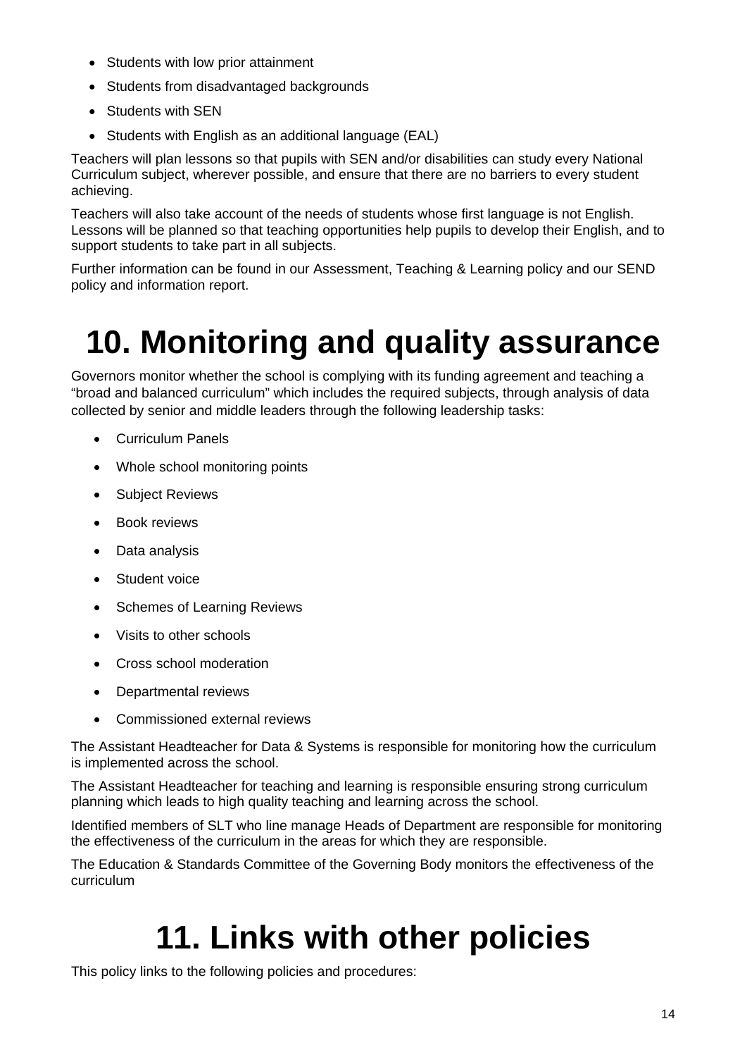- Students with low prior attainment
- Students from disadvantaged backgrounds
- Students with SEN
- Students with English as an additional language (EAL)

Teachers will plan lessons so that pupils with SEN and/or disabilities can study every National Curriculum subject, wherever possible, and ensure that there are no barriers to every student achieving.

Teachers will also take account of the needs of students whose first language is not English. Lessons will be planned so that teaching opportunities help pupils to develop their English, and to support students to take part in all subjects.

Further information can be found in our Assessment, Teaching & Learning policy and our SEND policy and information report.

# 10. Monitoring and quality assurance

Governors monitor whether the school is complying with its funding agreement and teaching a "broad and balanced curriculum" which includes the required subjects, through analysis of data collected by senior and middle leaders through the following leadership tasks:

- Curriculum Panels
- Whole school monitoring points
- Subject Reviews
- Book reviews
- Data analysis
- Student voice
- Schemes of Learning Reviews
- Visits to other schools
- Cross school moderation
- Departmental reviews
- Commissioned external reviews

The Assistant Headteacher for Data & Systems is responsible for monitoring how the curriculum is implemented across the school.

The Assistant Headteacher for teaching and learning is responsible ensuring strong curriculum planning which leads to high quality teaching and learning across the school.

Identified members of SLT who line manage Heads of Department are responsible for monitoring the effectiveness of the curriculum in the areas for which they are responsible.

The Education & Standards Committee of the Governing Body monitors the effectiveness of the curriculum

# 11. Links with other policies

This policy links to the following policies and procedures: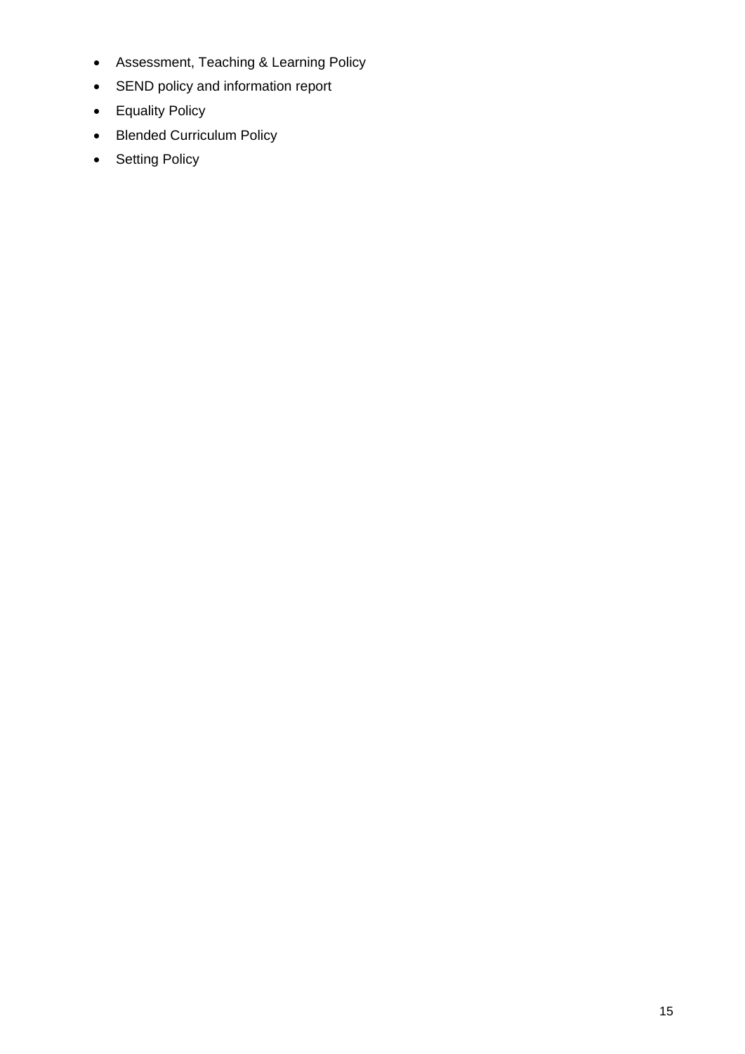- Assessment, Teaching & Learning Policy
- SEND policy and information report
- Equality Policy
- Blended Curriculum Policy
- Setting Policy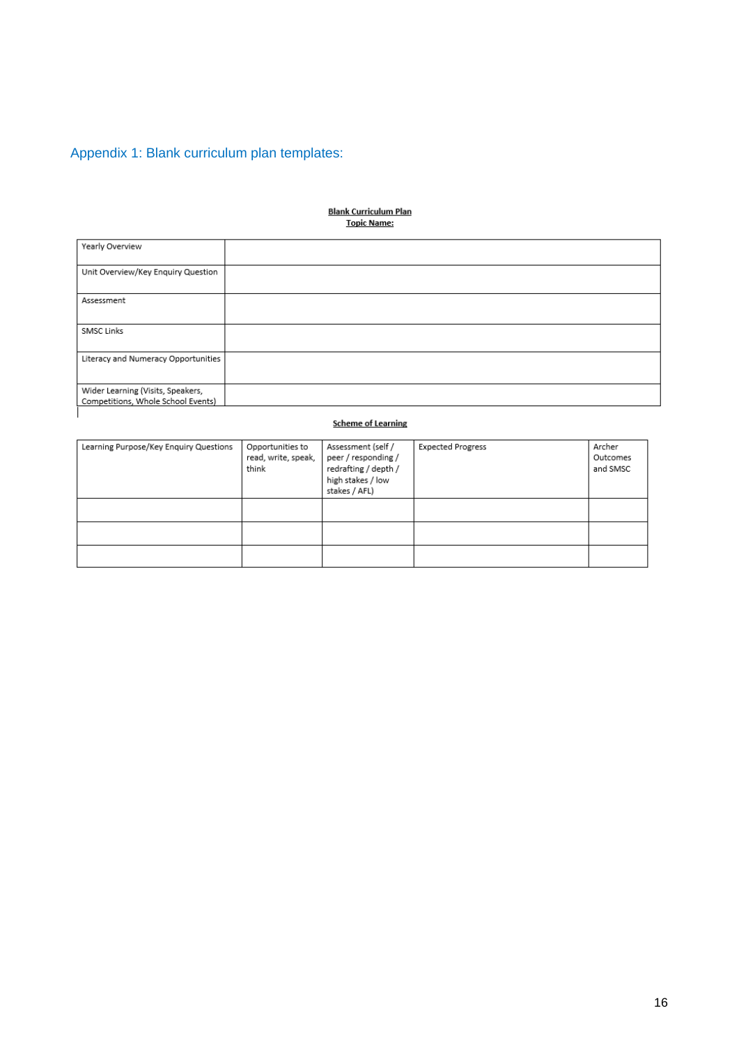## Appendix 1: Blank curriculum plan templates:

**Blank Curriculum Plan**
**Topic Name:**

| Yearly Overview | |
|---|---|
| Unit Overview/Key Enquiry Question | |
| Assessment | |
| SMSC Links | |
| Literacy and Numeracy Opportunities | |
| Wider Learning (Visits, Speakers, Competitions, Whole School Events) | |

**Scheme of Learning**

| Learning Purpose/Key Enquiry Questions | Opportunities to read, write, speak, think | Assessment (self / peer / responding / redrafting / depth / high stakes / low stakes / AFL) | Expected Progress | Archer Outcomes and SMSC |
|---|---|---|---|---|
| | | | | |
| | | | | |
| | | | | |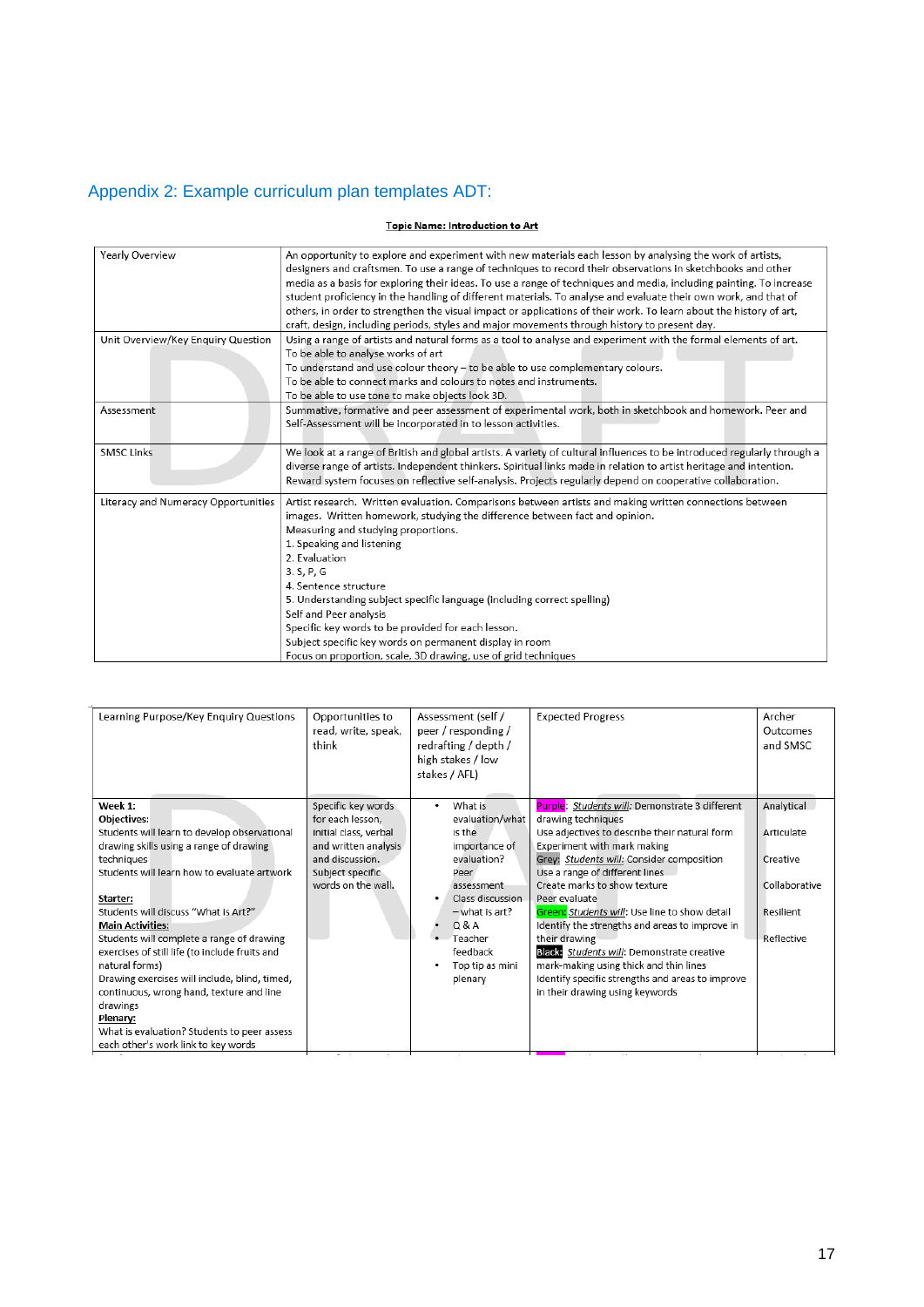## Appendix 2: Example curriculum plan templates ADT:

**Topic Name: Introduction to Art**

| | |
|---|---|
| Yearly Overview | An opportunity to explore and experiment with new materials each lesson by analysing the work of artists, designers and craftsmen. To use a range of techniques to record their observations in sketchbooks and other media as a basis for exploring their ideas. To use a range of techniques and media, including painting. To increase student proficiency in the handling of different materials. To analyse and evaluate their own work, and that of others, in order to strengthen the visual impact or applications of their work. To learn about the history of art, craft, design, including periods, styles and major movements through history to present day. |
| Unit Overview/Key Enquiry Question | Using a range of artists and natural forms as a tool to analyse and experiment with the formal elements of art.<br>To be able to analyse works of art<br>To understand and use colour theory – to be able to use complementary colours.<br>To be able to connect marks and colours to notes and instruments.<br>To be able to use tone to make objects look 3D. |
| Assessment | Summative, formative and peer assessment of experimental work, both in sketchbook and homework. Peer and Self-Assessment will be incorporated in to lesson activities. |
| SMSC Links | We look at a range of British and global artists. A variety of cultural influences to be introduced regularly through a diverse range of artists. Independent thinkers. Spiritual links made in relation to artist heritage and intention. Reward system focuses on reflective self-analysis. Projects regularly depend on cooperative collaboration. |
| Literacy and Numeracy Opportunities | Artist research. Written evaluation. Comparisons between artists and making written connections between images. Written homework, studying the difference between fact and opinion.<br>Measuring and studying proportions.<br>1. Speaking and listening<br>2. Evaluation<br>3. S, P, G<br>4. Sentence structure<br>5. Understanding subject specific language (including correct spelling)<br>Self and Peer analysis<br>Specific key words to be provided for each lesson.<br>Subject specific key words on permanent display in room<br>Focus on proportion, scale, 3D drawing, use of grid techniques |

| Learning Purpose/Key Enquiry Questions | Opportunities to read, write, speak, think | Assessment (self / peer / responding / redrafting / depth / high stakes / low stakes / AFL) | Expected Progress | Archer Outcomes and SMSC |
|---|---|---|---|---|
| **Week 1:**<br>**Objectives:**<br>Students will learn to develop observational drawing skills using a range of drawing techniques<br>Students will learn how to evaluate artwork<br><br>**Starter:**<br>Students will discuss "What is Art?"<br>**Main Activities:**<br>Students will complete a range of drawing exercises of still life (to include fruits and natural forms)<br>Drawing exercises will include, blind, timed, continuous, wrong hand, texture and line drawings<br>**Plenary:**<br>What is evaluation? Students to peer assess each other's work link to key words | Specific key words for each lesson, initial class, verbal and written analysis and discussion. Subject specific words on the wall. | • What is evaluation/what is the importance of evaluation? Peer assessment<br>• Class discussion – what is art?<br>• Q & A<br>• Teacher feedback<br>• Top tip as mini plenary | Purple: *Students will*: Demonstrate 3 different drawing techniques<br>Use adjectives to describe their natural form<br>Experiment with mark making<br>Grey: *Students will:* Consider composition<br>Use a range of different lines<br>Create marks to show texture<br>Peer evaluate<br>Green: *Students will*: Use line to show detail<br>Identify the strengths and areas to improve in their drawing<br>Black: *Students will*: Demonstrate creative mark-making using thick and thin lines<br>Identify specific strengths and areas to improve in their drawing using keywords | Analytical<br><br>Articulate<br><br>Creative<br><br>Collaborative<br><br>Resilient<br><br>Reflective |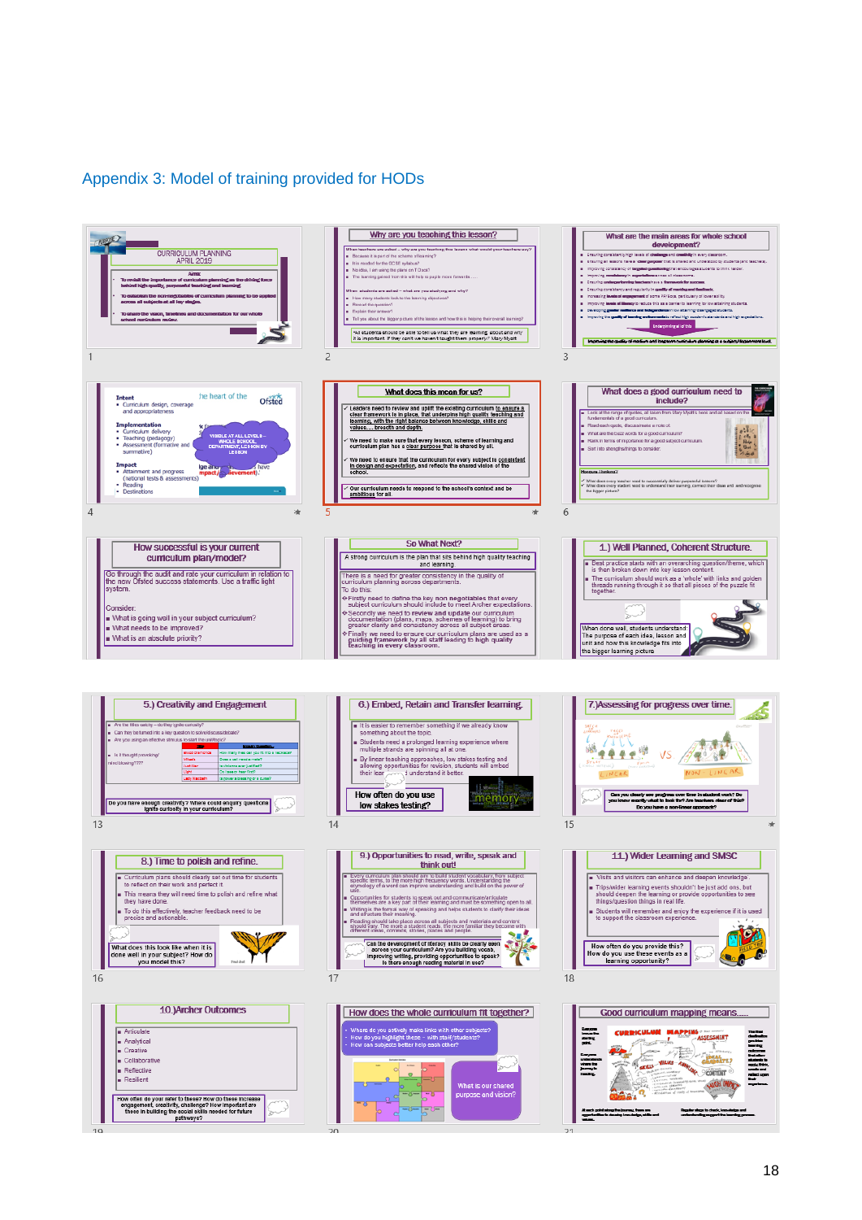## Appendix 3: Model of training provided for HODs

**1**

CURRICULUM PLANNING
APRIL 2019

Aims

- To revisit the importance of curriculum planning as the driving force behind high quality, purposeful teaching and learning.
- To establish the non-negotiables of curriculum planning to be applied across all subjects at all key stages.
- To share the vision, timelines and documentation for our whole school curriculum review.

**2**

Why are you teaching this lesson?

**3**

What are the main areas for whole school development?

**4**

Intent
- Curriculum design, coverage and appropriateness

Implementation
- Curriculum delivery
- Teaching (pedagogy)
- Assessment (formative and summative)

Impact
- Attainment and progress (national tests & assessments)
- Reading
- Destinations

VISIBLE AT ALL LEVELS – WHOLE SCHOOL, DEPARTMENT, LESSON BY LESSON

**5**

What does this mean for us?

- Leaders need to review and uplift the existing curriculum to ensure a clear framework is in place, that underpins high quality teaching and learning, with the right balance between knowledge, skills and values.... breadth and depth.
- We need to make sure that every lesson, scheme of learning and curriculum plan has a clear purpose that is shared by all.
- We need to ensure that the curriculum for every subject is consistent in design and expectation, and reflects the shared vision of the school.
- Our curriculum needs to respond to the school's context and be ambitious for all.

**6**

What does a good curriculum need to include?

**7**

How successful is your current curriculum plan/model?

Go through the audit and rate your curriculum in relation to the new Ofsted success statements. Use a traffic light system.

Consider:
- What is going well in your subject curriculum?
- What needs to be improved?
- What is an absolute priority?

**8**

So What Next?

A strong curriculum is the plan that sits behind high quality teaching and learning.

There is a need for greater consistency in the quality of curriculum planning across departments.
To do this:
- Firstly need to define the key non negotiables that every subject curriculum should include to meet Archer expectations.
- Secondly we need to review and update our curriculum documentation (plans, maps, schemes of learning) to bring greater clarity and consistency across all subject areas.
- Finally we need to ensure our curriculum plans are used as a guiding framework by all staff leading to high quality teaching in every classroom.

**9**

1.) Well Planned, Coherent Structure.

- Best practice starts with an overarching question/theme, which is then broken down into key lesson content.
- The curriculum should work as a 'whole' with links and golden threads running through it so that all pieces of the puzzle fit together.

When done well, students understand: The purpose of each idea, lesson and unit and how this knowledge fits into the bigger learning picture

**13**

5.) Creativity and Engagement

Do you have enough creativity? Where could enquiry questions ignite curiosity in your curriculum?

**14**

6.) Embed, Retain and Transfer learning.

- It is easier to remember something if we already know something about the topic.
- Students need a prolonged learning experience where multiple strands are spinning at one time.
- By linear teaching approaches, low stakes testing and allowing opportunities for revision, students will embed their learning and understand it better.

How often do you use low stakes testing?

**15**

7.)Assessing for progress over time.

Can you clearly see progress over time in student work? Do you know exactly what to look for? Are teachers clear of this? Do you have a non-linear approach?

**16**

8.) Time to polish and refine.

- Curriculum plans should clearly set out time for students to reflect on their work and perfect it.
- This means they will need time to polish and refine what they have done.
- To do this effectively, teacher feedback need to be precise and actionable.

What does this look like when it is done well in your subject? How do you model this?

**17**

9.) Opportunities to read, write, speak and think out!

Can the development of literacy skills be clearly seen across your curriculum? Are you building vocab, improving writing, providing opportunities to speak? Is there enough reading material in use?

**18**

11.) Wider Learning and SMSC

- Visits and visitors can enhance and deepen knowledge.
- Trips/wider learning events shouldn't be just add ons, but should deepen the learning or provide opportunities to see things/question things in real life.
- Students will remember and enjoy the experience if it is used to support the classroom experience.

How often do you provide this? How do you use these events as a learning opportunity?

**19**

10.)Archer Outcomes

- Articulate
- Analytical
- Creative
- Collaborative
- Reflective
- Resilient

How often do you refer to these? How do these increase engagement, creativity, challenge? How important are these in building the social skills needed for future pathways?

**20**

How does the whole curriculum fit together?

- Where do you actively make links with other subjects?
- How do you highlight these – with staff/students?
- How can subjects better help each other?

What is our shared purpose and vision?

**21**

Good curriculum mapping means.....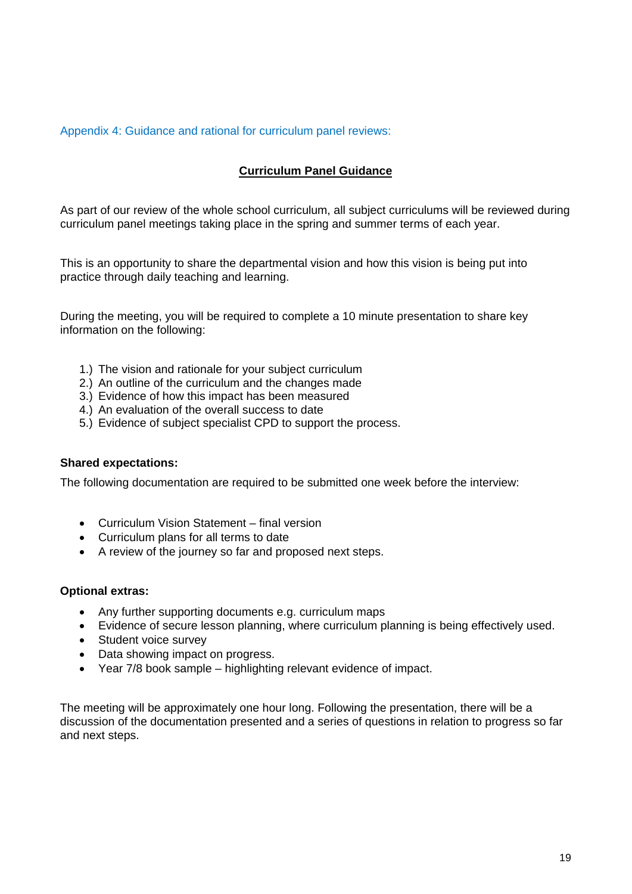Appendix 4: Guidance and rational for curriculum panel reviews:

## Curriculum Panel Guidance

As part of our review of the whole school curriculum, all subject curriculums will be reviewed during curriculum panel meetings taking place in the spring and summer terms of each year.

This is an opportunity to share the departmental vision and how this vision is being put into practice through daily teaching and learning.

During the meeting, you will be required to complete a 10 minute presentation to share key information on the following:

1.) The vision and rationale for your subject curriculum
2.) An outline of the curriculum and the changes made
3.) Evidence of how this impact has been measured
4.) An evaluation of the overall success to date
5.) Evidence of subject specialist CPD to support the process.

**Shared expectations:**

The following documentation are required to be submitted one week before the interview:

- Curriculum Vision Statement – final version
- Curriculum plans for all terms to date
- A review of the journey so far and proposed next steps.

**Optional extras:**

- Any further supporting documents e.g. curriculum maps
- Evidence of secure lesson planning, where curriculum planning is being effectively used.
- Student voice survey
- Data showing impact on progress.
- Year 7/8 book sample – highlighting relevant evidence of impact.

The meeting will be approximately one hour long. Following the presentation, there will be a discussion of the documentation presented and a series of questions in relation to progress so far and next steps.